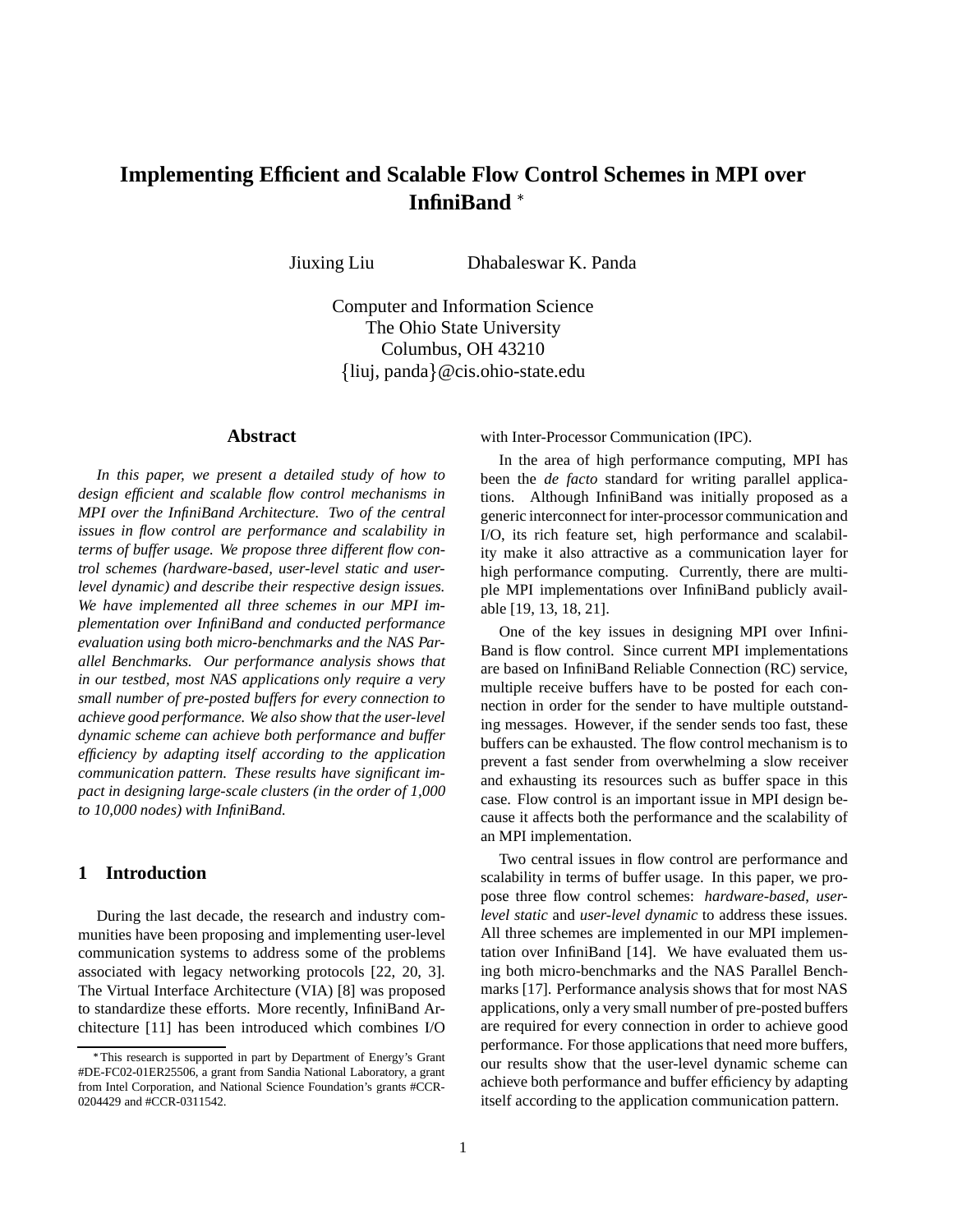# Implementing Efficient and Scalable Flow Control Schemes in MPI over InfiniBand *

Jiuxing Liu Dhabaleswar K. Panda

Computer and Information Science
The Ohio State University
Columbus, OH 43210
{liuj, panda}@cis.ohio-state.edu

## Abstract

*In this paper, we present a detailed study of how to design efficient and scalable flow control mechanisms in MPI over the InfiniBand Architecture. Two of the central issues in flow control are performance and scalability in terms of buffer usage. We propose three different flow control schemes (hardware-based, user-level static and user-level dynamic) and describe their respective design issues. We have implemented all three schemes in our MPI implementation over InfiniBand and conducted performance evaluation using both micro-benchmarks and the NAS Parallel Benchmarks. Our performance analysis shows that in our testbed, most NAS applications only require a very small number of pre-posted buffers for every connection to achieve good performance. We also show that the user-level dynamic scheme can achieve both performance and buffer efficiency by adapting itself according to the application communication pattern. These results have significant impact in designing large-scale clusters (in the order of 1,000 to 10,000 nodes) with InfiniBand.*

## 1 Introduction

During the last decade, the research and industry communities have been proposing and implementing user-level communication systems to address some of the problems associated with legacy networking protocols [22, 20, 3]. The Virtual Interface Architecture (VIA) [8] was proposed to standardize these efforts. More recently, InfiniBand Architecture [11] has been introduced which combines I/O with Inter-Processor Communication (IPC).

In the area of high performance computing, MPI has been the *de facto* standard for writing parallel applications. Although InfiniBand was initially proposed as a generic interconnect for inter-processor communication and I/O, its rich feature set, high performance and scalability make it also attractive as a communication layer for high performance computing. Currently, there are multiple MPI implementations over InfiniBand publicly available [19, 13, 18, 21].

One of the key issues in designing MPI over InfiniBand is flow control. Since current MPI implementations are based on InfiniBand Reliable Connection (RC) service, multiple receive buffers have to be posted for each connection in order for the sender to have multiple outstanding messages. However, if the sender sends too fast, these buffers can be exhausted. The flow control mechanism is to prevent a fast sender from overwhelming a slow receiver and exhausting its resources such as buffer space in this case. Flow control is an important issue in MPI design because it affects both the performance and the scalability of an MPI implementation.

Two central issues in flow control are performance and scalability in terms of buffer usage. In this paper, we propose three flow control schemes: *hardware-based*, *user-level static* and *user-level dynamic* to address these issues. All three schemes are implemented in our MPI implementation over InfiniBand [14]. We have evaluated them using both micro-benchmarks and the NAS Parallel Benchmarks [17]. Performance analysis shows that for most NAS applications, only a very small number of pre-posted buffers are required for every connection in order to achieve good performance. For those applications that need more buffers, our results show that the user-level dynamic scheme can achieve both performance and buffer efficiency by adapting itself according to the application communication pattern.

*This research is supported in part by Department of Energy's Grant #DE-FC02-01ER25506, a grant from Sandia National Laboratory, a grant from Intel Corporation, and National Science Foundation's grants #CCR-0204429 and #CCR-0311542.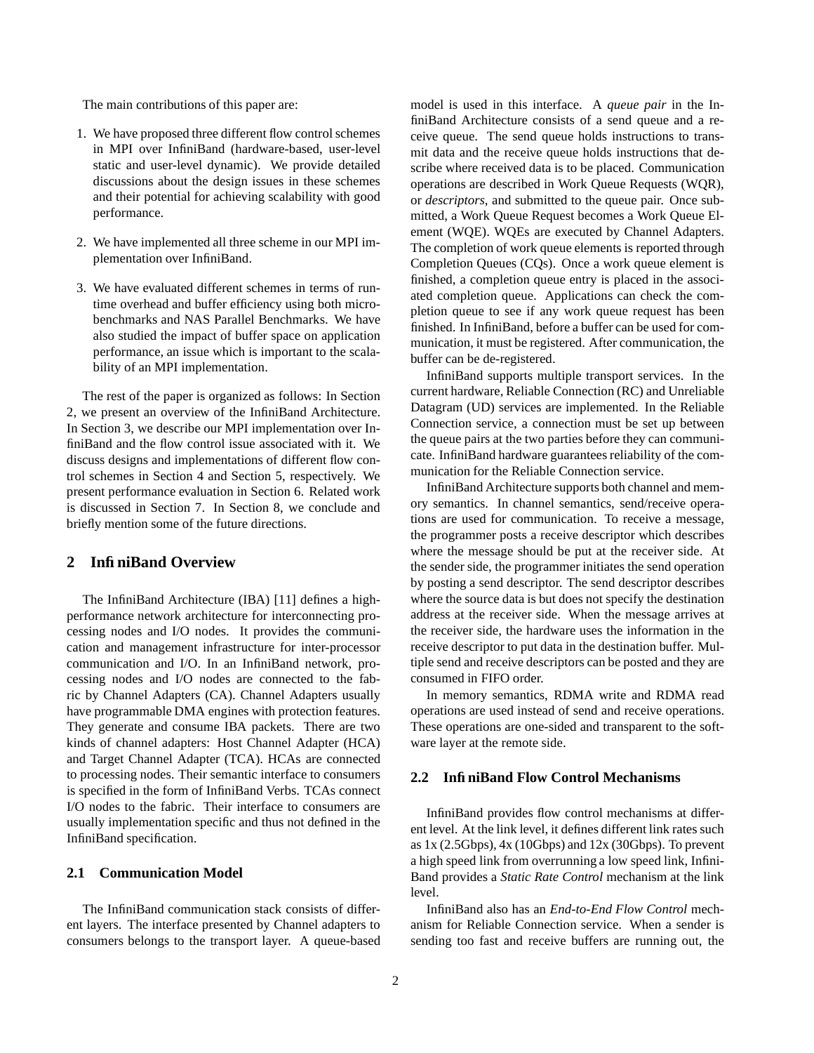The main contributions of this paper are:

1. We have proposed three different flow control schemes in MPI over InfiniBand (hardware-based, user-level static and user-level dynamic). We provide detailed discussions about the design issues in these schemes and their potential for achieving scalability with good performance.

2. We have implemented all three scheme in our MPI implementation over InfiniBand.

3. We have evaluated different schemes in terms of run-time overhead and buffer efficiency using both micro-benchmarks and NAS Parallel Benchmarks. We have also studied the impact of buffer space on application performance, an issue which is important to the scalability of an MPI implementation.

The rest of the paper is organized as follows: In Section 2, we present an overview of the InfiniBand Architecture. In Section 3, we describe our MPI implementation over InfiniBand and the flow control issue associated with it. We discuss designs and implementations of different flow control schemes in Section 4 and Section 5, respectively. We present performance evaluation in Section 6. Related work is discussed in Section 7. In Section 8, we conclude and briefly mention some of the future directions.

## 2 InfiniBand Overview

The InfiniBand Architecture (IBA) [11] defines a high-performance network architecture for interconnecting processing nodes and I/O nodes. It provides the communication and management infrastructure for inter-processor communication and I/O. In an InfiniBand network, processing nodes and I/O nodes are connected to the fabric by Channel Adapters (CA). Channel Adapters usually have programmable DMA engines with protection features. They generate and consume IBA packets. There are two kinds of channel adapters: Host Channel Adapter (HCA) and Target Channel Adapter (TCA). HCAs are connected to processing nodes. Their semantic interface to consumers is specified in the form of InfiniBand Verbs. TCAs connect I/O nodes to the fabric. Their interface to consumers are usually implementation specific and thus not defined in the InfiniBand specification.

### 2.1 Communication Model

The InfiniBand communication stack consists of different layers. The interface presented by Channel adapters to consumers belongs to the transport layer. A queue-based model is used in this interface. A *queue pair* in the InfiniBand Architecture consists of a send queue and a receive queue. The send queue holds instructions to transmit data and the receive queue holds instructions that describe where received data is to be placed. Communication operations are described in Work Queue Requests (WQR), or *descriptors*, and submitted to the queue pair. Once submitted, a Work Queue Request becomes a Work Queue Element (WQE). WQEs are executed by Channel Adapters. The completion of work queue elements is reported through Completion Queues (CQs). Once a work queue element is finished, a completion queue entry is placed in the associated completion queue. Applications can check the completion queue to see if any work queue request has been finished. In InfiniBand, before a buffer can be used for communication, it must be registered. After communication, the buffer can be de-registered.

InfiniBand supports multiple transport services. In the current hardware, Reliable Connection (RC) and Unreliable Datagram (UD) services are implemented. In the Reliable Connection service, a connection must be set up between the queue pairs at the two parties before they can communicate. InfiniBand hardware guarantees reliability of the communication for the Reliable Connection service.

InfiniBand Architecture supports both channel and memory semantics. In channel semantics, send/receive operations are used for communication. To receive a message, the programmer posts a receive descriptor which describes where the message should be put at the receiver side. At the sender side, the programmer initiates the send operation by posting a send descriptor. The send descriptor describes where the source data is but does not specify the destination address at the receiver side. When the message arrives at the receiver side, the hardware uses the information in the receive descriptor to put data in the destination buffer. Multiple send and receive descriptors can be posted and they are consumed in FIFO order.

In memory semantics, RDMA write and RDMA read operations are used instead of send and receive operations. These operations are one-sided and transparent to the software layer at the remote side.

### 2.2 InfiniBand Flow Control Mechanisms

InfiniBand provides flow control mechanisms at different level. At the link level, it defines different link rates such as 1x (2.5Gbps), 4x (10Gbps) and 12x (30Gbps). To prevent a high speed link from overrunning a low speed link, InfiniBand provides a *Static Rate Control* mechanism at the link level.

InfiniBand also has an *End-to-End Flow Control* mechanism for Reliable Connection service. When a sender is sending too fast and receive buffers are running out, the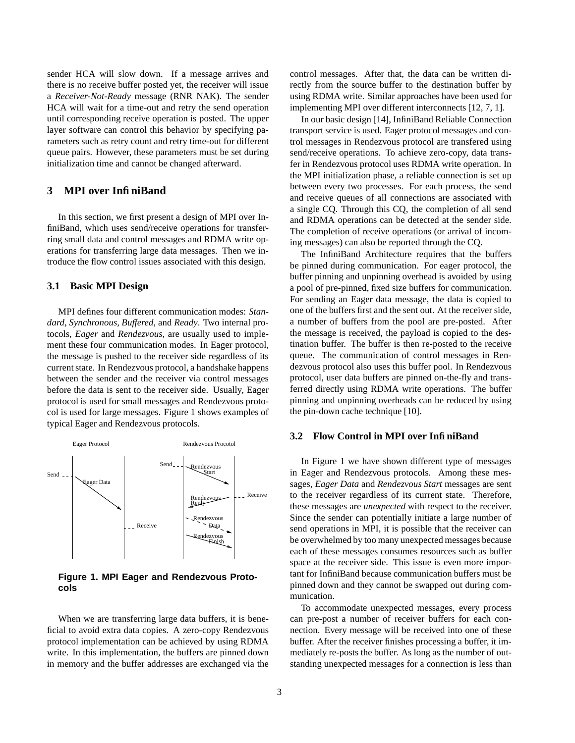sender HCA will slow down. If a message arrives and there is no receive buffer posted yet, the receiver will issue a *Receiver-Not-Ready* message (RNR NAK). The sender HCA will wait for a time-out and retry the send operation until corresponding receive operation is posted. The upper layer software can control this behavior by specifying parameters such as retry count and retry time-out for different queue pairs. However, these parameters must be set during initialization time and cannot be changed afterward.

# 3 MPI over InfiniBand

In this section, we first present a design of MPI over InfiniBand, which uses send/receive operations for transferring small data and control messages and RDMA write operations for transferring large data messages. Then we introduce the flow control issues associated with this design.

## 3.1 Basic MPI Design

MPI defines four different communication modes: *Standard*, *Synchronous*, *Buffered*, and *Ready*. Two internal protocols, *Eager* and *Rendezvous*, are usually used to implement these four communication modes. In Eager protocol, the message is pushed to the receiver side regardless of its current state. In Rendezvous protocol, a handshake happens between the sender and the receiver via control messages before the data is sent to the receiver side. Usually, Eager protocol is used for small messages and Rendezvous protocol is used for large messages. Figure 1 shows examples of typical Eager and Rendezvous protocols.

Eager Protocol

Send

Eager Data

Receive

Rendezvous Procotol

Send

Rendezvous Start

Receive

Rendezvous Reply

Rendezvous Data

Rendezvous Finish

**Figure 1. MPI Eager and Rendezvous Protocols**

When we are transferring large data buffers, it is beneficial to avoid extra data copies. A zero-copy Rendezvous protocol implementation can be achieved by using RDMA write. In this implementation, the buffers are pinned down in memory and the buffer addresses are exchanged via the control messages. After that, the data can be written directly from the source buffer to the destination buffer by using RDMA write. Similar approaches have been used for implementing MPI over different interconnects [12, 7, 1].

In our basic design [14], InfiniBand Reliable Connection transport service is used. Eager protocol messages and control messages in Rendezvous protocol are transfered using send/receive operations. To achieve zero-copy, data transfer in Rendezvous protocol uses RDMA write operation. In the MPI initialization phase, a reliable connection is set up between every two processes. For each process, the send and receive queues of all connections are associated with a single CQ. Through this CQ, the completion of all send and RDMA operations can be detected at the sender side. The completion of receive operations (or arrival of incoming messages) can also be reported through the CQ.

The InfiniBand Architecture requires that the buffers be pinned during communication. For eager protocol, the buffer pinning and unpinning overhead is avoided by using a pool of pre-pinned, fixed size buffers for communication. For sending an Eager data message, the data is copied to one of the buffers first and the sent out. At the receiver side, a number of buffers from the pool are pre-posted. After the message is received, the payload is copied to the destination buffer. The buffer is then re-posted to the receive queue. The communication of control messages in Rendezvous protocol also uses this buffer pool. In Rendezvous protocol, user data buffers are pinned on-the-fly and transferred directly using RDMA write operations. The buffer pinning and unpinning overheads can be reduced by using the pin-down cache technique [10].

## 3.2 Flow Control in MPI over InfiniBand

In Figure 1 we have shown different type of messages in Eager and Rendezvous protocols. Among these messages, *Eager Data* and *Rendezvous Start* messages are sent to the receiver regardless of its current state. Therefore, these messages are *unexpected* with respect to the receiver. Since the sender can potentially initiate a large number of send operations in MPI, it is possible that the receiver can be overwhelmed by too many unexpected messages because each of these messages consumes resources such as buffer space at the receiver side. This issue is even more important for InfiniBand because communication buffers must be pinned down and they cannot be swapped out during communication.

To accommodate unexpected messages, every process can pre-post a number of receiver buffers for each connection. Every message will be received into one of these buffer. After the receiver finishes processing a buffer, it immediately re-posts the buffer. As long as the number of outstanding unexpected messages for a connection is less than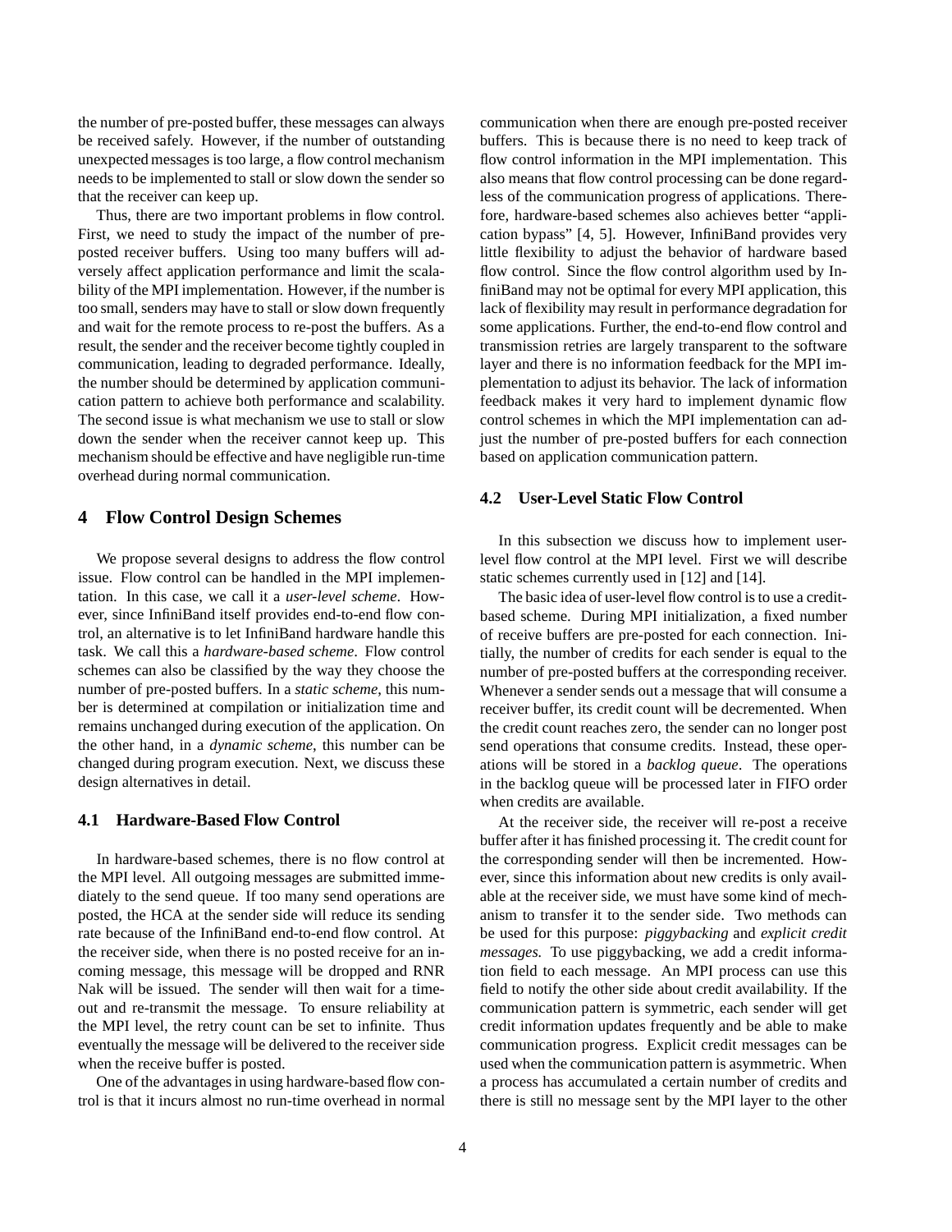the number of pre-posted buffer, these messages can always be received safely. However, if the number of outstanding unexpected messages is too large, a flow control mechanism needs to be implemented to stall or slow down the sender so that the receiver can keep up.

Thus, there are two important problems in flow control. First, we need to study the impact of the number of pre-posted receiver buffers. Using too many buffers will adversely affect application performance and limit the scalability of the MPI implementation. However, if the number is too small, senders may have to stall or slow down frequently and wait for the remote process to re-post the buffers. As a result, the sender and the receiver become tightly coupled in communication, leading to degraded performance. Ideally, the number should be determined by application communication pattern to achieve both performance and scalability. The second issue is what mechanism we use to stall or slow down the sender when the receiver cannot keep up. This mechanism should be effective and have negligible run-time overhead during normal communication.

## 4 Flow Control Design Schemes

We propose several designs to address the flow control issue. Flow control can be handled in the MPI implementation. In this case, we call it a *user-level scheme*. However, since InfiniBand itself provides end-to-end flow control, an alternative is to let InfiniBand hardware handle this task. We call this a *hardware-based scheme*. Flow control schemes can also be classified by the way they choose the number of pre-posted buffers. In a *static scheme*, this number is determined at compilation or initialization time and remains unchanged during execution of the application. On the other hand, in a *dynamic scheme*, this number can be changed during program execution. Next, we discuss these design alternatives in detail.

### 4.1 Hardware-Based Flow Control

In hardware-based schemes, there is no flow control at the MPI level. All outgoing messages are submitted immediately to the send queue. If too many send operations are posted, the HCA at the sender side will reduce its sending rate because of the InfiniBand end-to-end flow control. At the receiver side, when there is no posted receive for an incoming message, this message will be dropped and RNR Nak will be issued. The sender will then wait for a timeout and re-transmit the message. To ensure reliability at the MPI level, the retry count can be set to infinite. Thus eventually the message will be delivered to the receiver side when the receive buffer is posted.

One of the advantages in using hardware-based flow control is that it incurs almost no run-time overhead in normal communication when there are enough pre-posted receiver buffers. This is because there is no need to keep track of flow control information in the MPI implementation. This also means that flow control processing can be done regardless of the communication progress of applications. Therefore, hardware-based schemes also achieves better "application bypass" [4, 5]. However, InfiniBand provides very little flexibility to adjust the behavior of hardware based flow control. Since the flow control algorithm used by InfiniBand may not be optimal for every MPI application, this lack of flexibility may result in performance degradation for some applications. Further, the end-to-end flow control and transmission retries are largely transparent to the software layer and there is no information feedback for the MPI implementation to adjust its behavior. The lack of information feedback makes it very hard to implement dynamic flow control schemes in which the MPI implementation can adjust the number of pre-posted buffers for each connection based on application communication pattern.

### 4.2 User-Level Static Flow Control

In this subsection we discuss how to implement user-level flow control at the MPI level. First we will describe static schemes currently used in [12] and [14].

The basic idea of user-level flow control is to use a credit-based scheme. During MPI initialization, a fixed number of receive buffers are pre-posted for each connection. Initially, the number of credits for each sender is equal to the number of pre-posted buffers at the corresponding receiver. Whenever a sender sends out a message that will consume a receiver buffer, its credit count will be decremented. When the credit count reaches zero, the sender can no longer post send operations that consume credits. Instead, these operations will be stored in a *backlog queue*. The operations in the backlog queue will be processed later in FIFO order when credits are available.

At the receiver side, the receiver will re-post a receive buffer after it has finished processing it. The credit count for the corresponding sender will then be incremented. However, since this information about new credits is only available at the receiver side, we must have some kind of mechanism to transfer it to the sender side. Two methods can be used for this purpose: *piggybacking* and *explicit credit messages*. To use piggybacking, we add a credit information field to each message. An MPI process can use this field to notify the other side about credit availability. If the communication pattern is symmetric, each sender will get credit information updates frequently and be able to make communication progress. Explicit credit messages can be used when the communication pattern is asymmetric. When a process has accumulated a certain number of credits and there is still no message sent by the MPI layer to the other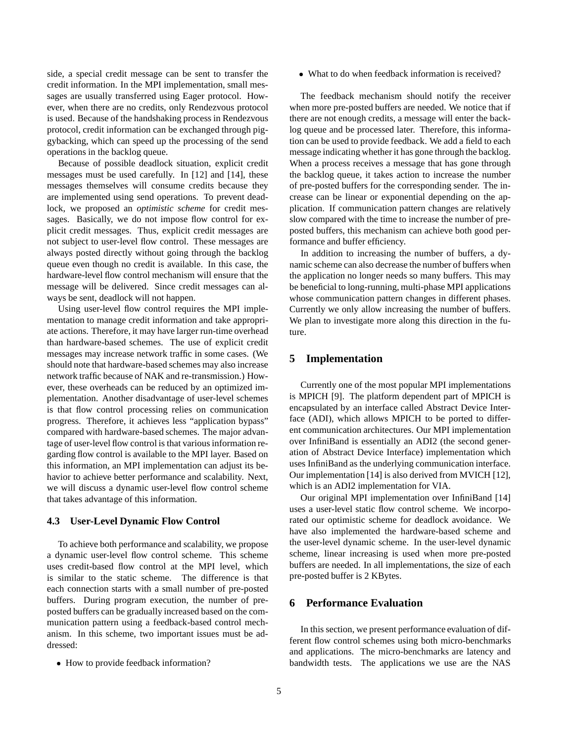side, a special credit message can be sent to transfer the credit information. In the MPI implementation, small messages are usually transferred using Eager protocol. However, when there are no credits, only Rendezvous protocol is used. Because of the handshaking process in Rendezvous protocol, credit information can be exchanged through piggybacking, which can speed up the processing of the send operations in the backlog queue.

Because of possible deadlock situation, explicit credit messages must be used carefully. In [12] and [14], these messages themselves will consume credits because they are implemented using send operations. To prevent deadlock, we proposed an *optimistic scheme* for credit messages. Basically, we do not impose flow control for explicit credit messages. Thus, explicit credit messages are not subject to user-level flow control. These messages are always posted directly without going through the backlog queue even though no credit is available. In this case, the hardware-level flow control mechanism will ensure that the message will be delivered. Since credit messages can always be sent, deadlock will not happen.

Using user-level flow control requires the MPI implementation to manage credit information and take appropriate actions. Therefore, it may have larger run-time overhead than hardware-based schemes. The use of explicit credit messages may increase network traffic in some cases. (We should note that hardware-based schemes may also increase network traffic because of NAK and re-transmission.) However, these overheads can be reduced by an optimized implementation. Another disadvantage of user-level schemes is that flow control processing relies on communication progress. Therefore, it achieves less "application bypass" compared with hardware-based schemes. The major advantage of user-level flow control is that various information regarding flow control is available to the MPI layer. Based on this information, an MPI implementation can adjust its behavior to achieve better performance and scalability. Next, we will discuss a dynamic user-level flow control scheme that takes advantage of this information.

### 4.3 User-Level Dynamic Flow Control

To achieve both performance and scalability, we propose a dynamic user-level flow control scheme. This scheme uses credit-based flow control at the MPI level, which is similar to the static scheme. The difference is that each connection starts with a small number of pre-posted buffers. During program execution, the number of pre-posted buffers can be gradually increased based on the communication pattern using a feedback-based control mechanism. In this scheme, two important issues must be addressed:

- How to provide feedback information?
- What to do when feedback information is received?

The feedback mechanism should notify the receiver when more pre-posted buffers are needed. We notice that if there are not enough credits, a message will enter the backlog queue and be processed later. Therefore, this information can be used to provide feedback. We add a field to each message indicating whether it has gone through the backlog. When a process receives a message that has gone through the backlog queue, it takes action to increase the number of pre-posted buffers for the corresponding sender. The increase can be linear or exponential depending on the application. If communication pattern changes are relatively slow compared with the time to increase the number of pre-posted buffers, this mechanism can achieve both good performance and buffer efficiency.

In addition to increasing the number of buffers, a dynamic scheme can also decrease the number of buffers when the application no longer needs so many buffers. This may be beneficial to long-running, multi-phase MPI applications whose communication pattern changes in different phases. Currently we only allow increasing the number of buffers. We plan to investigate more along this direction in the future.

## 5 Implementation

Currently one of the most popular MPI implementations is MPICH [9]. The platform dependent part of MPICH is encapsulated by an interface called Abstract Device Interface (ADI), which allows MPICH to be ported to different communication architectures. Our MPI implementation over InfiniBand is essentially an ADI2 (the second generation of Abstract Device Interface) implementation which uses InfiniBand as the underlying communication interface. Our implementation [14] is also derived from MVICH [12], which is an ADI2 implementation for VIA.

Our original MPI implementation over InfiniBand [14] uses a user-level static flow control scheme. We incorporated our optimistic scheme for deadlock avoidance. We have also implemented the hardware-based scheme and the user-level dynamic scheme. In the user-level dynamic scheme, linear increasing is used when more pre-posted buffers are needed. In all implementations, the size of each pre-posted buffer is 2 KBytes.

## 6 Performance Evaluation

In this section, we present performance evaluation of different flow control schemes using both micro-benchmarks and applications. The micro-benchmarks are latency and bandwidth tests. The applications we use are the NAS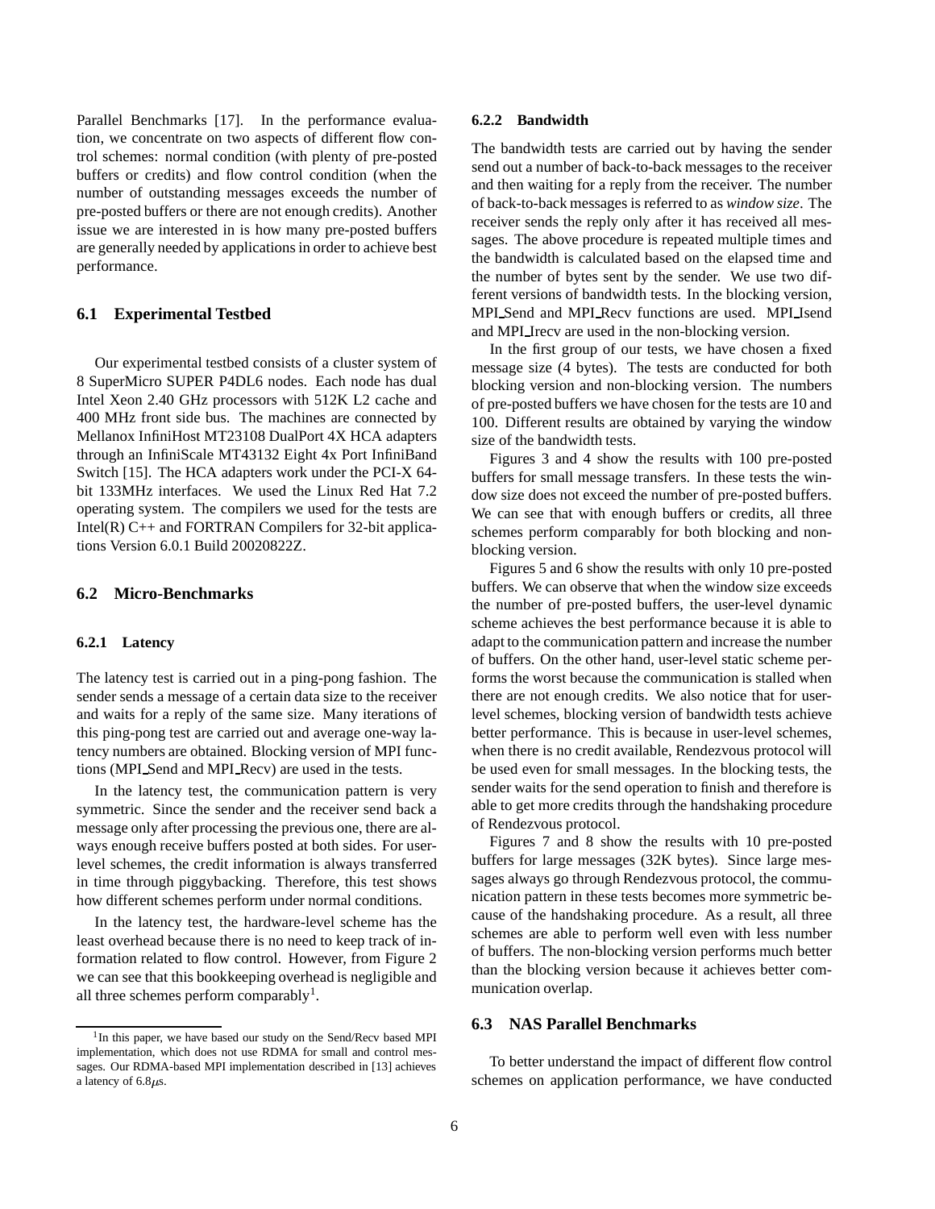Parallel Benchmarks [17]. In the performance evaluation, we concentrate on two aspects of different flow control schemes: normal condition (with plenty of pre-posted buffers or credits) and flow control condition (when the number of outstanding messages exceeds the number of pre-posted buffers or there are not enough credits). Another issue we are interested in is how many pre-posted buffers are generally needed by applications in order to achieve best performance.

## 6.1 Experimental Testbed

Our experimental testbed consists of a cluster system of 8 SuperMicro SUPER P4DL6 nodes. Each node has dual Intel Xeon 2.40 GHz processors with 512K L2 cache and 400 MHz front side bus. The machines are connected by Mellanox InfiniHost MT23108 DualPort 4X HCA adapters through an InfiniScale MT43132 Eight 4x Port InfiniBand Switch [15]. The HCA adapters work under the PCI-X 64-bit 133MHz interfaces. We used the Linux Red Hat 7.2 operating system. The compilers we used for the tests are Intel(R) C++ and FORTRAN Compilers for 32-bit applications Version 6.0.1 Build 20020822Z.

## 6.2 Micro-Benchmarks

### 6.2.1 Latency

The latency test is carried out in a ping-pong fashion. The sender sends a message of a certain data size to the receiver and waits for a reply of the same size. Many iterations of this ping-pong test are carried out and average one-way latency numbers are obtained. Blocking version of MPI functions (MPI_Send and MPI_Recv) are used in the tests.

In the latency test, the communication pattern is very symmetric. Since the sender and the receiver send back a message only after processing the previous one, there are always enough receive buffers posted at both sides. For user-level schemes, the credit information is always transferred in time through piggybacking. Therefore, this test shows how different schemes perform under normal conditions.

In the latency test, the hardware-level scheme has the least overhead because there is no need to keep track of information related to flow control. However, from Figure 2 we can see that this bookkeeping overhead is negligible and all three schemes perform comparably[1].

[1] In this paper, we have based our study on the Send/Recv based MPI implementation, which does not use RDMA for small and control messages. Our RDMA-based MPI implementation described in [13] achieves a latency of 6.8$\mu$s.

### 6.2.2 Bandwidth

The bandwidth tests are carried out by having the sender send out a number of back-to-back messages to the receiver and then waiting for a reply from the receiver. The number of back-to-back messages is referred to as *window size*. The receiver sends the reply only after it has received all messages. The above procedure is repeated multiple times and the bandwidth is calculated based on the elapsed time and the number of bytes sent by the sender. We use two different versions of bandwidth tests. In the blocking version, MPI_Send and MPI_Recv functions are used. MPI_Isend and MPI_Irecv are used in the non-blocking version.

In the first group of our tests, we have chosen a fixed message size (4 bytes). The tests are conducted for both blocking version and non-blocking version. The numbers of pre-posted buffers we have chosen for the tests are 10 and 100. Different results are obtained by varying the window size of the bandwidth tests.

Figures 3 and 4 show the results with 100 pre-posted buffers for small message transfers. In these tests the window size does not exceed the number of pre-posted buffers. We can see that with enough buffers or credits, all three schemes perform comparably for both blocking and non-blocking version.

Figures 5 and 6 show the results with only 10 pre-posted buffers. We can observe that when the window size exceeds the number of pre-posted buffers, the user-level dynamic scheme achieves the best performance because it is able to adapt to the communication pattern and increase the number of buffers. On the other hand, user-level static scheme performs the worst because the communication is stalled when there are not enough credits. We also notice that for user-level schemes, blocking version of bandwidth tests achieve better performance. This is because in user-level schemes, when there is no credit available, Rendezvous protocol will be used even for small messages. In the blocking tests, the sender waits for the send operation to finish and therefore is able to get more credits through the handshaking procedure of Rendezvous protocol.

Figures 7 and 8 show the results with 10 pre-posted buffers for large messages (32K bytes). Since large messages always go through Rendezvous protocol, the communication pattern in these tests becomes more symmetric because of the handshaking procedure. As a result, all three schemes are able to perform well even with less number of buffers. The non-blocking version performs much better than the blocking version because it achieves better communication overlap.

## 6.3 NAS Parallel Benchmarks

To better understand the impact of different flow control schemes on application performance, we have conducted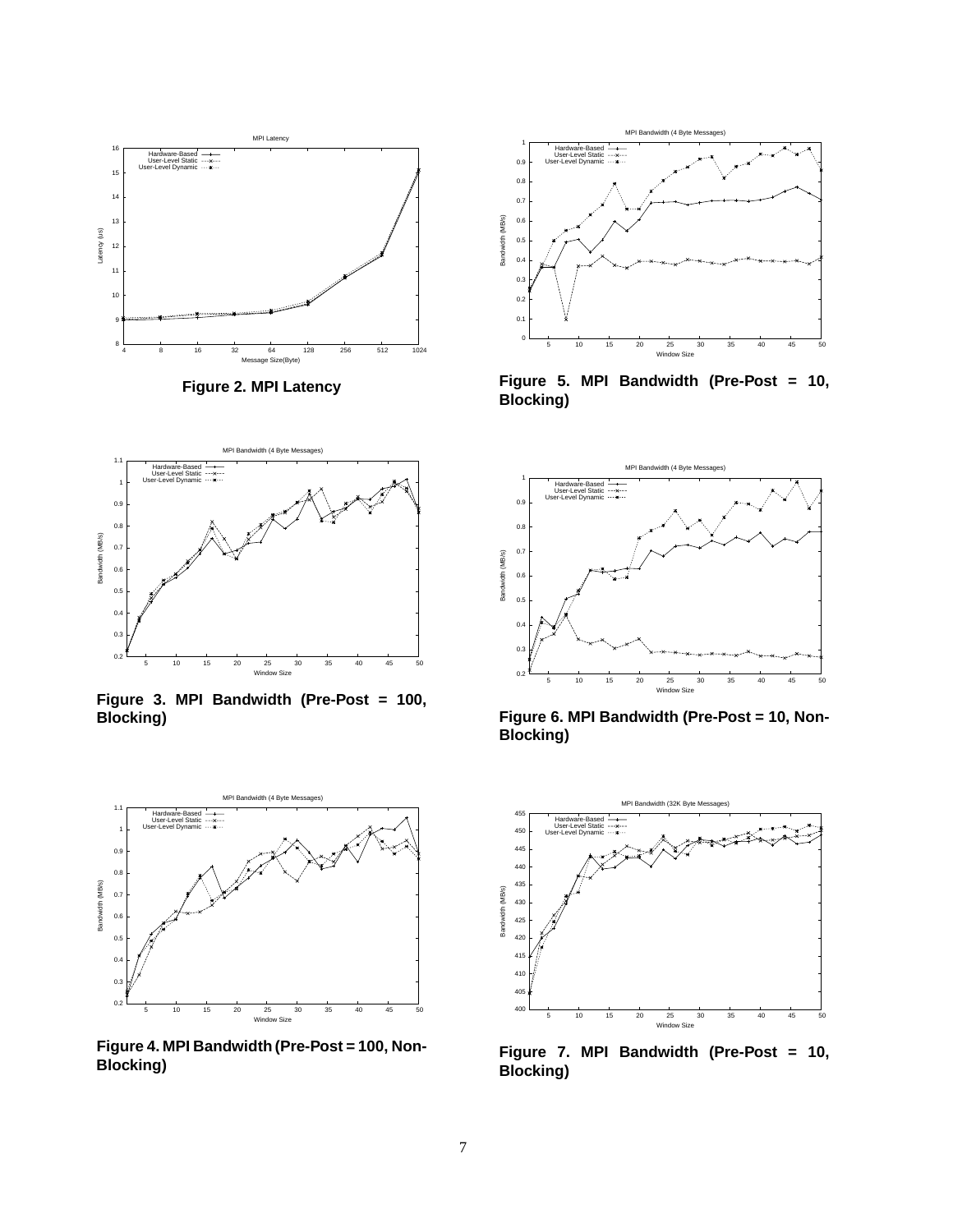Figure 2. MPI Latency

Figure 3. MPI Bandwidth (Pre-Post = 100, Blocking)

Figure 4. MPI Bandwidth (Pre-Post = 100, Non-Blocking)

Figure 5. MPI Bandwidth (Pre-Post = 10, Blocking)

Figure 6. MPI Bandwidth (Pre-Post = 10, Non-Blocking)

Figure 7. MPI Bandwidth (Pre-Post = 10, Blocking)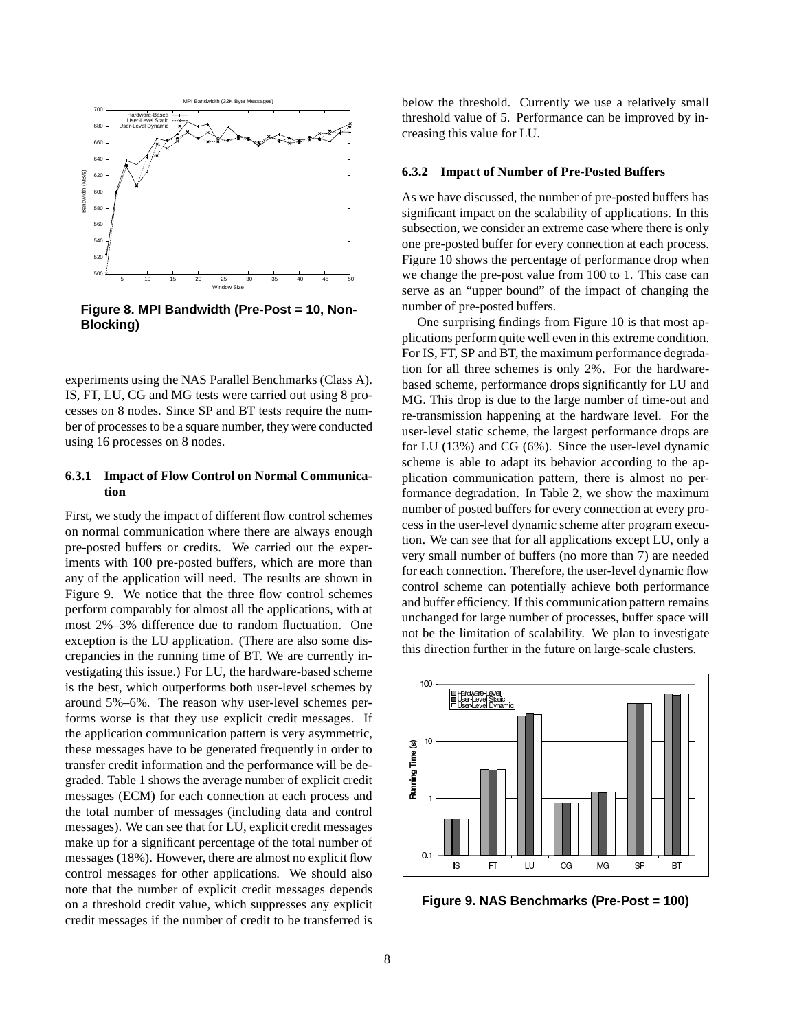**Figure 8. MPI Bandwidth (Pre-Post = 10, Non-Blocking)**

experiments using the NAS Parallel Benchmarks (Class A). IS, FT, LU, CG and MG tests were carried out using 8 processes on 8 nodes. Since SP and BT tests require the number of processes to be a square number, they were conducted using 16 processes on 8 nodes.

#### 6.3.1 Impact of Flow Control on Normal Communication

First, we study the impact of different flow control schemes on normal communication where there are always enough pre-posted buffers or credits. We carried out the experiments with 100 pre-posted buffers, which are more than any of the application will need. The results are shown in Figure 9. We notice that the three flow control schemes perform comparably for almost all the applications, with at most 2%–3% difference due to random fluctuation. One exception is the LU application. (There are also some discrepancies in the running time of BT. We are currently investigating this issue.) For LU, the hardware-based scheme is the best, which outperforms both user-level schemes by around 5%–6%. The reason why user-level schemes performs worse is that they use explicit credit messages. If the application communication pattern is very asymmetric, these messages have to be generated frequently in order to transfer credit information and the performance will be degraded. Table 1 shows the average number of explicit credit messages (ECM) for each connection at each process and the total number of messages (including data and control messages). We can see that for LU, explicit credit messages make up for a significant percentage of the total number of messages (18%). However, there are almost no explicit flow control messages for other applications. We should also note that the number of explicit credit messages depends on a threshold credit value, which suppresses any explicit credit messages if the number of credit to be transferred is below the threshold. Currently we use a relatively small threshold value of 5. Performance can be improved by increasing this value for LU.

#### 6.3.2 Impact of Number of Pre-Posted Buffers

As we have discussed, the number of pre-posted buffers has significant impact on the scalability of applications. In this subsection, we consider an extreme case where there is only one pre-posted buffer for every connection at each process. Figure 10 shows the percentage of performance drop when we change the pre-post value from 100 to 1. This case can serve as an "upper bound" of the impact of changing the number of pre-posted buffers.

One surprising findings from Figure 10 is that most applications perform quite well even in this extreme condition. For IS, FT, SP and BT, the maximum performance degradation for all three schemes is only 2%. For the hardware-based scheme, performance drops significantly for LU and MG. This drop is due to the large number of time-out and re-transmission happening at the hardware level. For the user-level static scheme, the largest performance drops are for LU (13%) and CG (6%). Since the user-level dynamic scheme is able to adapt its behavior according to the application communication pattern, there is almost no performance degradation. In Table 2, we show the maximum number of posted buffers for every connection at every process in the user-level dynamic scheme after program execution. We can see that for all applications except LU, only a very small number of buffers (no more than 7) are needed for each connection. Therefore, the user-level dynamic flow control scheme can potentially achieve both performance and buffer efficiency. If this communication pattern remains unchanged for large number of processes, buffer space will not be the limitation of scalability. We plan to investigate this direction further in the future on large-scale clusters.

**Figure 9. NAS Benchmarks (Pre-Post = 100)**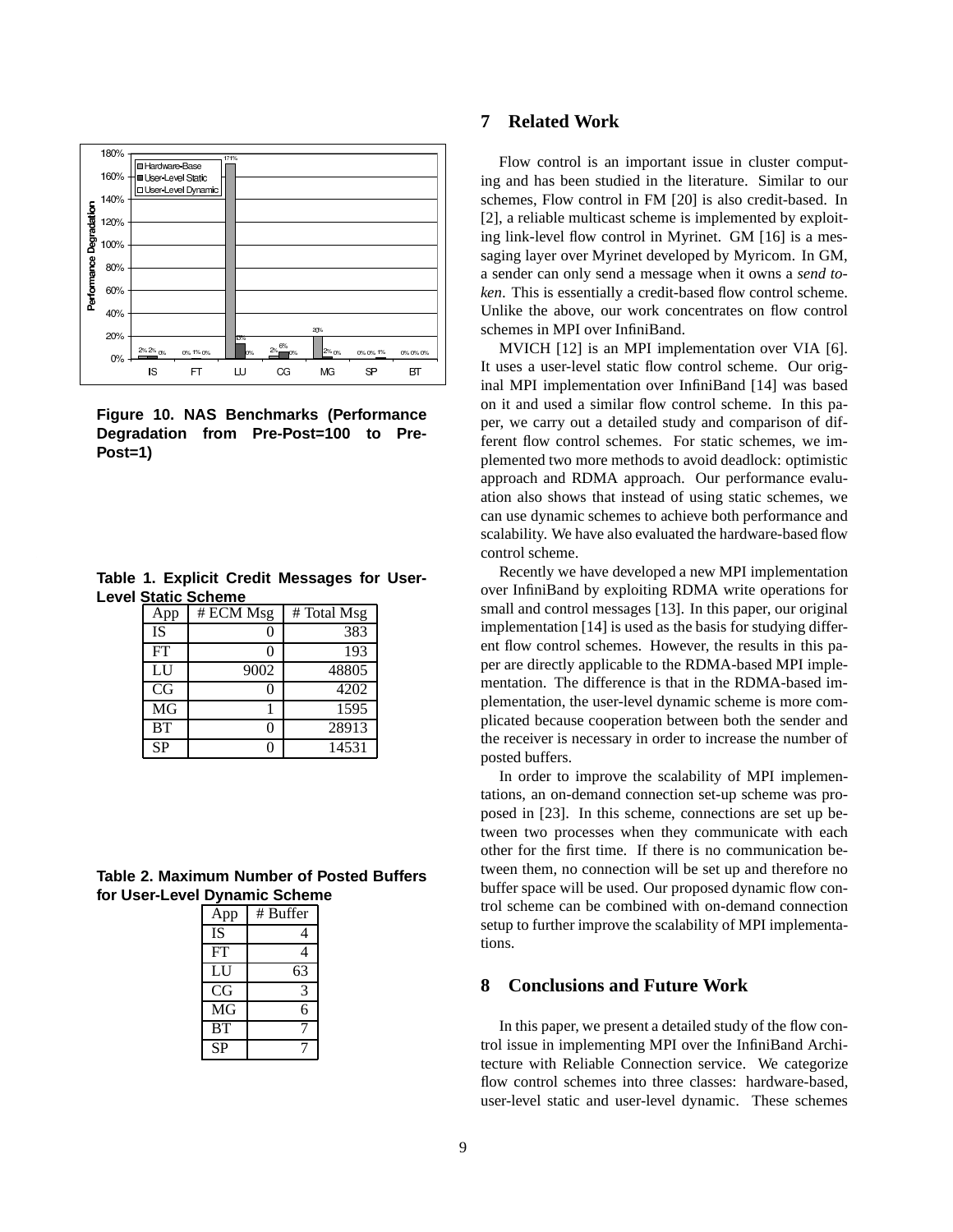Figure 10. NAS Benchmarks (Performance Degradation from Pre-Post=100 to Pre-Post=1)

Table 1. Explicit Credit Messages for User-Level Static Scheme

| App | # ECM Msg | # Total Msg |
|---|---|---|
| IS | 0 | 383 |
| FT | 0 | 193 |
| LU | 9002 | 48805 |
| CG | 0 | 4202 |
| MG | 1 | 1595 |
| BT | 0 | 28913 |
| SP | 0 | 14531 |

Table 2. Maximum Number of Posted Buffers for User-Level Dynamic Scheme

| App | # Buffer |
|---|---|
| IS | 4 |
| FT | 4 |
| LU | 63 |
| CG | 3 |
| MG | 6 |
| BT | 7 |
| SP | 7 |

## 7 Related Work

Flow control is an important issue in cluster computing and has been studied in the literature. Similar to our schemes, Flow control in FM [20] is also credit-based. In [2], a reliable multicast scheme is implemented by exploiting link-level flow control in Myrinet. GM [16] is a messaging layer over Myrinet developed by Myricom. In GM, a sender can only send a message when it owns a *send token*. This is essentially a credit-based flow control scheme. Unlike the above, our work concentrates on flow control schemes in MPI over InfiniBand.

MVICH [12] is an MPI implementation over VIA [6]. It uses a user-level static flow control scheme. Our original MPI implementation over InfiniBand [14] was based on it and used a similar flow control scheme. In this paper, we carry out a detailed study and comparison of different flow control schemes. For static schemes, we implemented two more methods to avoid deadlock: optimistic approach and RDMA approach. Our performance evaluation also shows that instead of using static schemes, we can use dynamic schemes to achieve both performance and scalability. We have also evaluated the hardware-based flow control scheme.

Recently we have developed a new MPI implementation over InfiniBand by exploiting RDMA write operations for small and control messages [13]. In this paper, our original implementation [14] is used as the basis for studying different flow control schemes. However, the results in this paper are directly applicable to the RDMA-based MPI implementation. The difference is that in the RDMA-based implementation, the user-level dynamic scheme is more complicated because cooperation between both the sender and the receiver is necessary in order to increase the number of posted buffers.

In order to improve the scalability of MPI implementations, an on-demand connection set-up scheme was proposed in [23]. In this scheme, connections are set up between two processes when they communicate with each other for the first time. If there is no communication between them, no connection will be set up and therefore no buffer space will be used. Our proposed dynamic flow control scheme can be combined with on-demand connection setup to further improve the scalability of MPI implementations.

## 8 Conclusions and Future Work

In this paper, we present a detailed study of the flow control issue in implementing MPI over the InfiniBand Architecture with Reliable Connection service. We categorize flow control schemes into three classes: hardware-based, user-level static and user-level dynamic. These schemes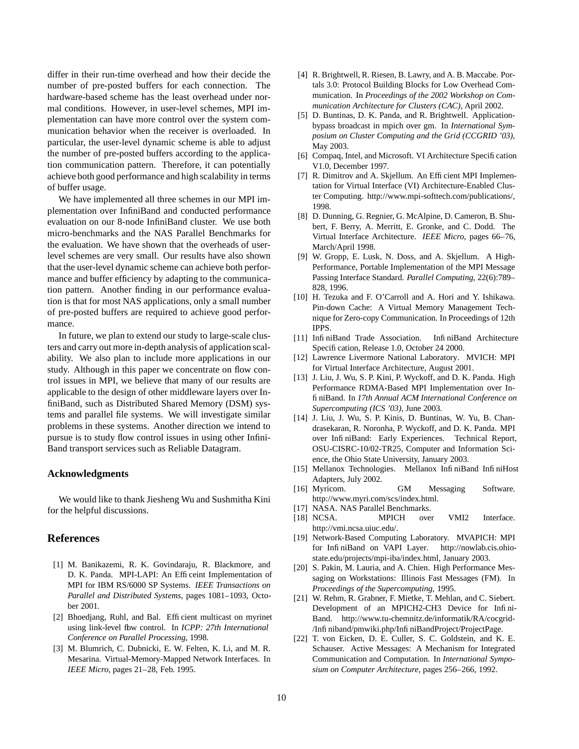differ in their run-time overhead and how their decide the number of pre-posted buffers for each connection. The hardware-based scheme has the least overhead under normal conditions. However, in user-level schemes, MPI implementation can have more control over the system communication behavior when the receiver is overloaded. In particular, the user-level dynamic scheme is able to adjust the number of pre-posted buffers according to the application communication pattern. Therefore, it can potentially achieve both good performance and high scalability in terms of buffer usage.

We have implemented all three schemes in our MPI implementation over InfiniBand and conducted performance evaluation on our 8-node InfiniBand cluster. We use both micro-benchmarks and the NAS Parallel Benchmarks for the evaluation. We have shown that the overheads of user-level schemes are very small. Our results have also shown that the user-level dynamic scheme can achieve both performance and buffer efficiency by adapting to the communication pattern. Another finding in our performance evaluation is that for most NAS applications, only a small number of pre-posted buffers are required to achieve good performance.

In future, we plan to extend our study to large-scale clusters and carry out more in-depth analysis of application scalability. We also plan to include more applications in our study. Although in this paper we concentrate on flow control issues in MPI, we believe that many of our results are applicable to the design of other middleware layers over InfiniBand, such as Distributed Shared Memory (DSM) systems and parallel file systems. We will investigate similar problems in these systems. Another direction we intend to pursue is to study flow control issues in using other InfiniBand transport services such as Reliable Datagram.

## Acknowledgments

We would like to thank Jiesheng Wu and Sushmitha Kini for the helpful discussions.

## References

[1] M. Banikazemi, R. K. Govindaraju, R. Blackmore, and D. K. Panda. MPI-LAPI: An Efficient Implementation of MPI for IBM RS/6000 SP Systems. *IEEE Transactions on Parallel and Distributed Systems*, pages 1081–1093, October 2001.

[2] Bhoedjang, Ruhl, and Bal. Efficient multicast on myrinet using link-level flow control. In *ICPP: 27th International Conference on Parallel Processing*, 1998.

[3] M. Blumrich, C. Dubnicki, E. W. Felten, K. Li, and M. R. Mesarina. Virtual-Memory-Mapped Network Interfaces. In *IEEE Micro*, pages 21–28, Feb. 1995.

[4] R. Brightwell, R. Riesen, B. Lawry, and A. B. Maccabe. Portals 3.0: Protocol Building Blocks for Low Overhead Communication. In *Proceedings of the 2002 Workshop on Communication Architecture for Clusters (CAC)*, April 2002.

[5] D. Buntinas, D. K. Panda, and R. Brightwell. Application-bypass broadcast in mpich over gm. In *International Symposium on Cluster Computing and the Grid (CCGRID '03)*, May 2003.

[6] Compaq, Intel, and Microsoft. VI Architecture Specification V1.0, December 1997.

[7] R. Dimitrov and A. Skjellum. An Efficient MPI Implementation for Virtual Interface (VI) Architecture-Enabled Cluster Computing. http://www.mpi-softtech.com/publications/, 1998.

[8] D. Dunning, G. Regnier, G. McAlpine, D. Cameron, B. Shubert, F. Berry, A. Merritt, E. Gronke, and C. Dodd. The Virtual Interface Architecture. *IEEE Micro*, pages 66–76, March/April 1998.

[9] W. Gropp, E. Lusk, N. Doss, and A. Skjellum. A High-Performance, Portable Implementation of the MPI Message Passing Interface Standard. *Parallel Computing*, 22(6):789–828, 1996.

[10] H. Tezuka and F. O'Carroll and A. Hori and Y. Ishikawa. Pin-down Cache: A Virtual Memory Management Technique for Zero-copy Communication. In Proceedings of 12th IPPS.

[11] InfiniBand Trade Association. InfiniBand Architecture Specification, Release 1.0, October 24 2000.

[12] Lawrence Livermore National Laboratory. MVICH: MPI for Virtual Interface Architecture, August 2001.

[13] J. Liu, J. Wu, S. P. Kini, P. Wyckoff, and D. K. Panda. High Performance RDMA-Based MPI Implementation over InfiniBand. In *17th Annual ACM International Conference on Supercomputing (ICS '03)*, June 2003.

[14] J. Liu, J. Wu, S. P. Kinis, D. Buntinas, W. Yu, B. Chandrasekaran, R. Noronha, P. Wyckoff, and D. K. Panda. MPI over InfiniBand: Early Experiences. Technical Report, OSU-CISRC-10/02-TR25, Computer and Information Science, the Ohio State University, January 2003.

[15] Mellanox Technologies. Mellanox InfiniBand InfiniHost Adapters, July 2002.

[16] Myricom. GM Messaging Software. http://www.myri.com/scs/index.html.

[17] NASA. NAS Parallel Benchmarks.

[18] NCSA. MPICH over VMI2 Interface. http://vmi.ncsa.uiuc.edu/.

[19] Network-Based Computing Laboratory. MVAPICH: MPI for InfiniBand on VAPI Layer. http://nowlab.cis.ohio-state.edu/projects/mpi-iba/index.html, January 2003.

[20] S. Pakin, M. Lauria, and A. Chien. High Performance Messaging on Workstations: Illinois Fast Messages (FM). In *Proceedings of the Supercomputing*, 1995.

[21] W. Rehm, R. Grabner, F. Mietke, T. Mehlan, and C. Siebert. Development of an MPICH2-CH3 Device for InfiniBand. http://www.tu-chemnitz.de/informatik/RA/cocgrid-/Infiniband/pmwiki.php/InfiniBandProject/ProjectPage.

[22] T. von Eicken, D. E. Culler, S. C. Goldstein, and K. E. Schauser. Active Messages: A Mechanism for Integrated Communication and Computation. In *International Symposium on Computer Architecture*, pages 256–266, 1992.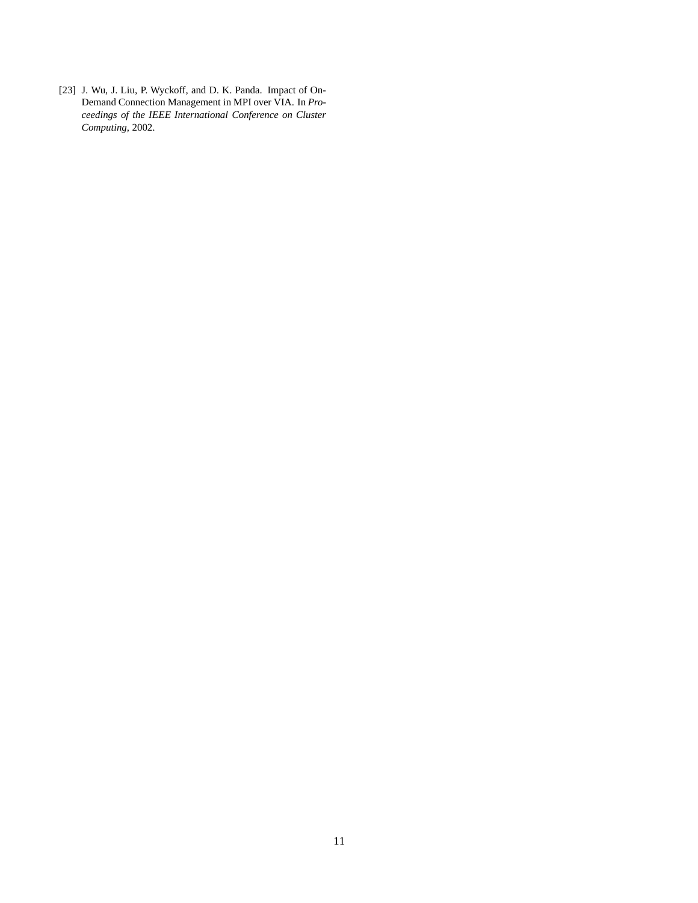[23] J. Wu, J. Liu, P. Wyckoff, and D. K. Panda. Impact of On-Demand Connection Management in MPI over VIA. In *Proceedings of the IEEE International Conference on Cluster Computing*, 2002.